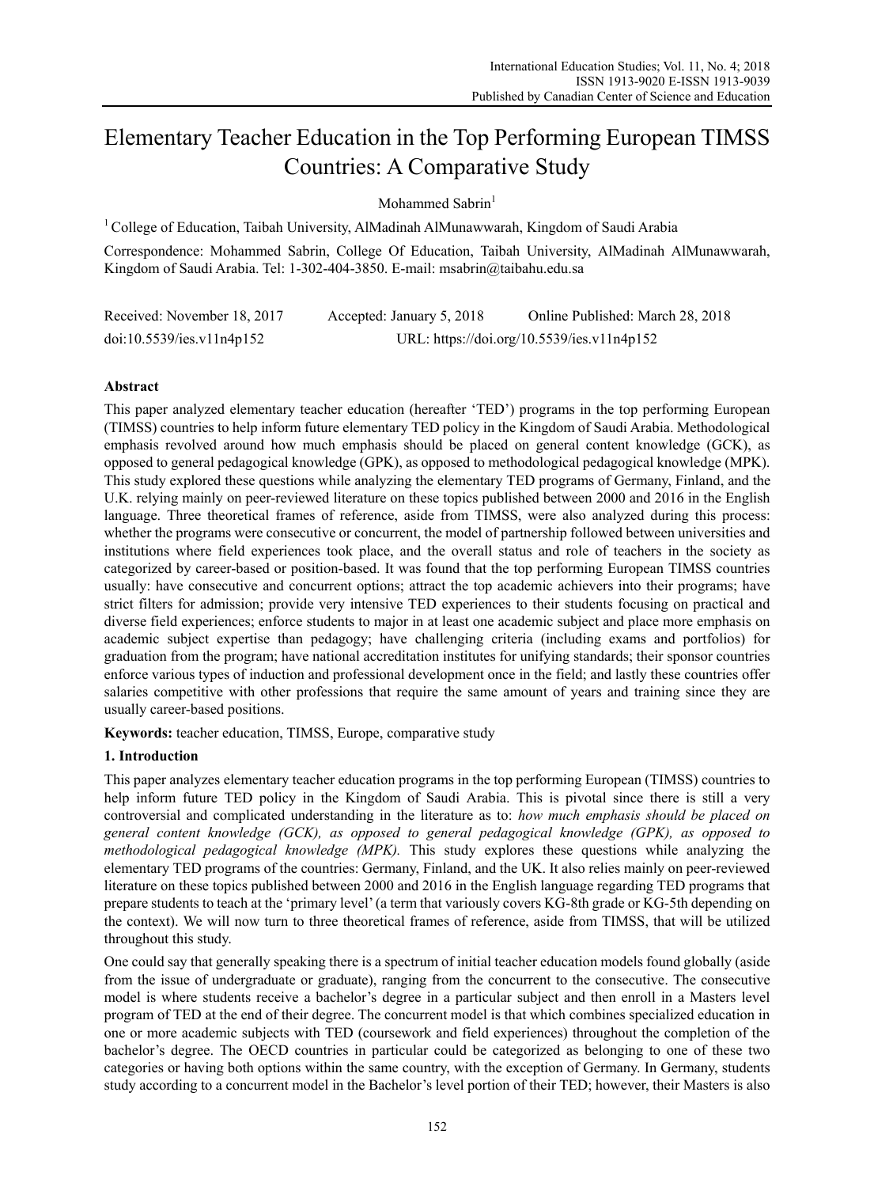# Elementary Teacher Education in the Top Performing European TIMSS Countries: A Comparative Study

Mohammed Sabrin[1]

[1] College of Education, Taibah University, AlMadinah AlMunawwarah, Kingdom of Saudi Arabia

Correspondence: Mohammed Sabrin, College Of Education, Taibah University, AlMadinah AlMunawwarah, Kingdom of Saudi Arabia. Tel: 1-302-404-3850. E-mail: msabrin@taibahu.edu.sa

Received: November 18, 2017 Accepted: January 5, 2018 Online Published: March 28, 2018

doi:10.5539/ies.v11n4p152 URL: https://doi.org/10.5539/ies.v11n4p152

## Abstract

This paper analyzed elementary teacher education (hereafter 'TED') programs in the top performing European (TIMSS) countries to help inform future elementary TED policy in the Kingdom of Saudi Arabia. Methodological emphasis revolved around how much emphasis should be placed on general content knowledge (GCK), as opposed to general pedagogical knowledge (GPK), as opposed to methodological pedagogical knowledge (MPK). This study explored these questions while analyzing the elementary TED programs of Germany, Finland, and the U.K. relying mainly on peer-reviewed literature on these topics published between 2000 and 2016 in the English language. Three theoretical frames of reference, aside from TIMSS, were also analyzed during this process: whether the programs were consecutive or concurrent, the model of partnership followed between universities and institutions where field experiences took place, and the overall status and role of teachers in the society as categorized by career-based or position-based. It was found that the top performing European TIMSS countries usually: have consecutive and concurrent options; attract the top academic achievers into their programs; have strict filters for admission; provide very intensive TED experiences to their students focusing on practical and diverse field experiences; enforce students to major in at least one academic subject and place more emphasis on academic subject expertise than pedagogy; have challenging criteria (including exams and portfolios) for graduation from the program; have national accreditation institutes for unifying standards; their sponsor countries enforce various types of induction and professional development once in the field; and lastly these countries offer salaries competitive with other professions that require the same amount of years and training since they are usually career-based positions.

**Keywords:** teacher education, TIMSS, Europe, comparative study

## 1. Introduction

This paper analyzes elementary teacher education programs in the top performing European (TIMSS) countries to help inform future TED policy in the Kingdom of Saudi Arabia. This is pivotal since there is still a very controversial and complicated understanding in the literature as to: *how much emphasis should be placed on general content knowledge (GCK), as opposed to general pedagogical knowledge (GPK), as opposed to methodological pedagogical knowledge (MPK).* This study explores these questions while analyzing the elementary TED programs of the countries: Germany, Finland, and the UK. It also relies mainly on peer-reviewed literature on these topics published between 2000 and 2016 in the English language regarding TED programs that prepare students to teach at the 'primary level' (a term that variously covers KG-8th grade or KG-5th depending on the context). We will now turn to three theoretical frames of reference, aside from TIMSS, that will be utilized throughout this study.

One could say that generally speaking there is a spectrum of initial teacher education models found globally (aside from the issue of undergraduate or graduate), ranging from the concurrent to the consecutive. The consecutive model is where students receive a bachelor's degree in a particular subject and then enroll in a Masters level program of TED at the end of their degree. The concurrent model is that which combines specialized education in one or more academic subjects with TED (coursework and field experiences) throughout the completion of the bachelor's degree. The OECD countries in particular could be categorized as belonging to one of these two categories or having both options within the same country, with the exception of Germany. In Germany, students study according to a concurrent model in the Bachelor's level portion of their TED; however, their Masters is also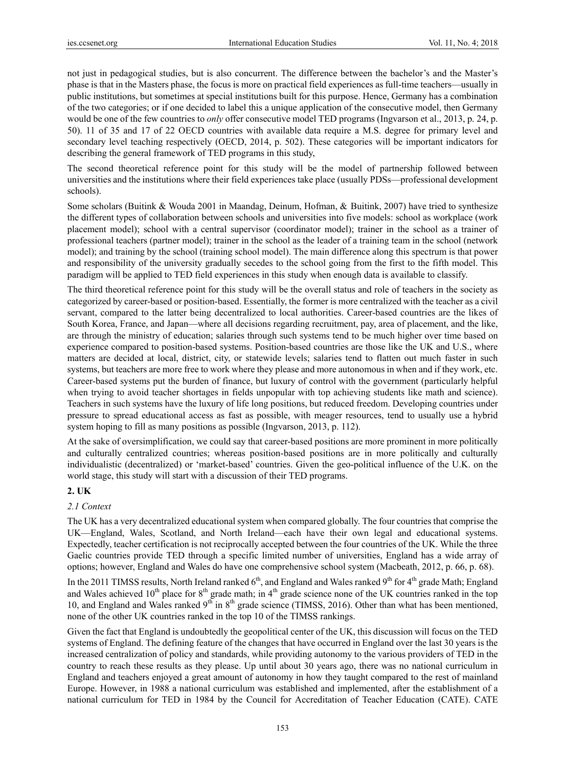not just in pedagogical studies, but is also concurrent. The difference between the bachelor's and the Master's phase is that in the Masters phase, the focus is more on practical field experiences as full-time teachers—usually in public institutions, but sometimes at special institutions built for this purpose. Hence, Germany has a combination of the two categories; or if one decided to label this a unique application of the consecutive model, then Germany would be one of the few countries to *only* offer consecutive model TED programs (Ingvarson et al., 2013, p. 24, p. 50). 11 of 35 and 17 of 22 OECD countries with available data require a M.S. degree for primary level and secondary level teaching respectively (OECD, 2014, p. 502). These categories will be important indicators for describing the general framework of TED programs in this study,

The second theoretical reference point for this study will be the model of partnership followed between universities and the institutions where their field experiences take place (usually PDSs—professional development schools).

Some scholars (Buitink & Wouda 2001 in Maandag, Deinum, Hofman, & Buitink, 2007) have tried to synthesize the different types of collaboration between schools and universities into five models: school as workplace (work placement model); school with a central supervisor (coordinator model); trainer in the school as a trainer of professional teachers (partner model); trainer in the school as the leader of a training team in the school (network model); and training by the school (training school model). The main difference along this spectrum is that power and responsibility of the university gradually secedes to the school going from the first to the fifth model. This paradigm will be applied to TED field experiences in this study when enough data is available to classify.

The third theoretical reference point for this study will be the overall status and role of teachers in the society as categorized by career-based or position-based. Essentially, the former is more centralized with the teacher as a civil servant, compared to the latter being decentralized to local authorities. Career-based countries are the likes of South Korea, France, and Japan—where all decisions regarding recruitment, pay, area of placement, and the like, are through the ministry of education; salaries through such systems tend to be much higher over time based on experience compared to position-based systems. Position-based countries are those like the UK and U.S., where matters are decided at local, district, city, or statewide levels; salaries tend to flatten out much faster in such systems, but teachers are more free to work where they please and more autonomous in when and if they work, etc. Career-based systems put the burden of finance, but luxury of control with the government (particularly helpful when trying to avoid teacher shortages in fields unpopular with top achieving students like math and science). Teachers in such systems have the luxury of life long positions, but reduced freedom. Developing countries under pressure to spread educational access as fast as possible, with meager resources, tend to usually use a hybrid system hoping to fill as many positions as possible (Ingvarson, 2013, p. 112).

At the sake of oversimplification, we could say that career-based positions are more prominent in more politically and culturally centralized countries; whereas position-based positions are in more politically and culturally individualistic (decentralized) or 'market-based' countries. Given the geo-political influence of the U.K. on the world stage, this study will start with a discussion of their TED programs.

## 2. UK

### *2.1 Context*

The UK has a very decentralized educational system when compared globally. The four countries that comprise the UK—England, Wales, Scotland, and North Ireland—each have their own legal and educational systems. Expectedly, teacher certification is not reciprocally accepted between the four countries of the UK. While the three Gaelic countries provide TED through a specific limited number of universities, England has a wide array of options; however, England and Wales do have one comprehensive school system (Macbeath, 2012, p. 66, p. 68).

In the 2011 TIMSS results, North Ireland ranked 6th, and England and Wales ranked 9th for 4th grade Math; England and Wales achieved 10th place for 8th grade math; in 4th grade science none of the UK countries ranked in the top 10, and England and Wales ranked 9th in 8th grade science (TIMSS, 2016). Other than what has been mentioned, none of the other UK countries ranked in the top 10 of the TIMSS rankings.

Given the fact that England is undoubtedly the geopolitical center of the UK, this discussion will focus on the TED systems of England. The defining feature of the changes that have occurred in England over the last 30 years is the increased centralization of policy and standards, while providing autonomy to the various providers of TED in the country to reach these results as they please. Up until about 30 years ago, there was no national curriculum in England and teachers enjoyed a great amount of autonomy in how they taught compared to the rest of mainland Europe. However, in 1988 a national curriculum was established and implemented, after the establishment of a national curriculum for TED in 1984 by the Council for Accreditation of Teacher Education (CATE). CATE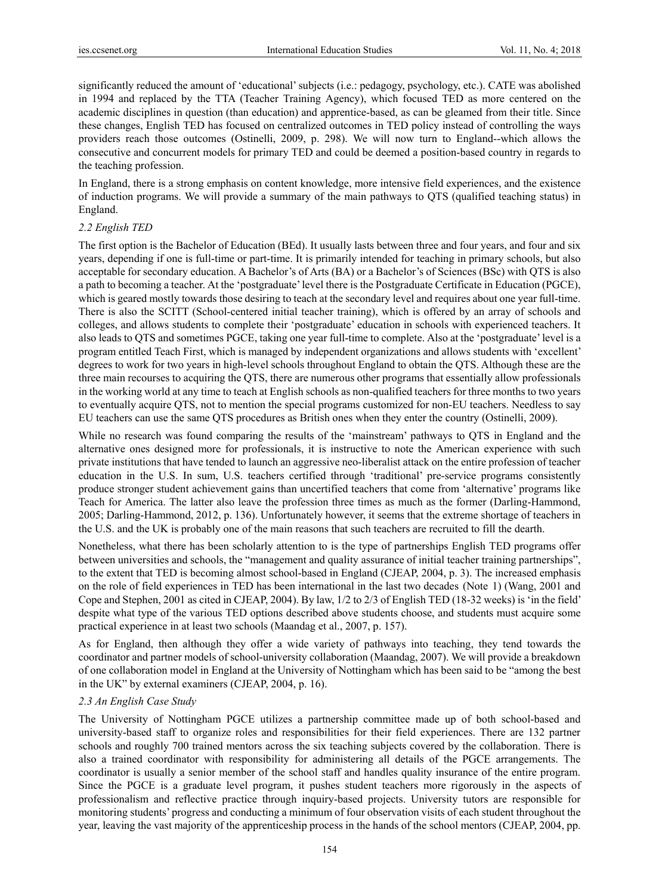significantly reduced the amount of 'educational' subjects (i.e.: pedagogy, psychology, etc.). CATE was abolished in 1994 and replaced by the TTA (Teacher Training Agency), which focused TED as more centered on the academic disciplines in question (than education) and apprentice-based, as can be gleamed from their title. Since these changes, English TED has focused on centralized outcomes in TED policy instead of controlling the ways providers reach those outcomes (Ostinelli, 2009, p. 298). We will now turn to England--which allows the consecutive and concurrent models for primary TED and could be deemed a position-based country in regards to the teaching profession.

In England, there is a strong emphasis on content knowledge, more intensive field experiences, and the existence of induction programs. We will provide a summary of the main pathways to QTS (qualified teaching status) in England.

### *2.2 English TED*

The first option is the Bachelor of Education (BEd). It usually lasts between three and four years, and four and six years, depending if one is full-time or part-time. It is primarily intended for teaching in primary schools, but also acceptable for secondary education. A Bachelor's of Arts (BA) or a Bachelor's of Sciences (BSc) with QTS is also a path to becoming a teacher. At the 'postgraduate' level there is the Postgraduate Certificate in Education (PGCE), which is geared mostly towards those desiring to teach at the secondary level and requires about one year full-time. There is also the SCITT (School-centered initial teacher training), which is offered by an array of schools and colleges, and allows students to complete their 'postgraduate' education in schools with experienced teachers. It also leads to QTS and sometimes PGCE, taking one year full-time to complete. Also at the 'postgraduate' level is a program entitled Teach First, which is managed by independent organizations and allows students with 'excellent' degrees to work for two years in high-level schools throughout England to obtain the QTS. Although these are the three main recourses to acquiring the QTS, there are numerous other programs that essentially allow professionals in the working world at any time to teach at English schools as non-qualified teachers for three months to two years to eventually acquire QTS, not to mention the special programs customized for non-EU teachers. Needless to say EU teachers can use the same QTS procedures as British ones when they enter the country (Ostinelli, 2009).

While no research was found comparing the results of the 'mainstream' pathways to QTS in England and the alternative ones designed more for professionals, it is instructive to note the American experience with such private institutions that have tended to launch an aggressive neo-liberalist attack on the entire profession of teacher education in the U.S. In sum, U.S. teachers certified through 'traditional' pre-service programs consistently produce stronger student achievement gains than uncertified teachers that come from 'alternative' programs like Teach for America. The latter also leave the profession three times as much as the former (Darling-Hammond, 2005; Darling-Hammond, 2012, p. 136). Unfortunately however, it seems that the extreme shortage of teachers in the U.S. and the UK is probably one of the main reasons that such teachers are recruited to fill the dearth.

Nonetheless, what there has been scholarly attention to is the type of partnerships English TED programs offer between universities and schools, the "management and quality assurance of initial teacher training partnerships", to the extent that TED is becoming almost school-based in England (CJEAP, 2004, p. 3). The increased emphasis on the role of field experiences in TED has been international in the last two decades (Note 1) (Wang, 2001 and Cope and Stephen, 2001 as cited in CJEAP, 2004). By law, 1/2 to 2/3 of English TED (18-32 weeks) is 'in the field' despite what type of the various TED options described above students choose, and students must acquire some practical experience in at least two schools (Maandag et al., 2007, p. 157).

As for England, then although they offer a wide variety of pathways into teaching, they tend towards the coordinator and partner models of school-university collaboration (Maandag, 2007). We will provide a breakdown of one collaboration model in England at the University of Nottingham which has been said to be "among the best in the UK" by external examiners (CJEAP, 2004, p. 16).

### *2.3 An English Case Study*

The University of Nottingham PGCE utilizes a partnership committee made up of both school-based and university-based staff to organize roles and responsibilities for their field experiences. There are 132 partner schools and roughly 700 trained mentors across the six teaching subjects covered by the collaboration. There is also a trained coordinator with responsibility for administering all details of the PGCE arrangements. The coordinator is usually a senior member of the school staff and handles quality insurance of the entire program. Since the PGCE is a graduate level program, it pushes student teachers more rigorously in the aspects of professionalism and reflective practice through inquiry-based projects. University tutors are responsible for monitoring students' progress and conducting a minimum of four observation visits of each student throughout the year, leaving the vast majority of the apprenticeship process in the hands of the school mentors (CJEAP, 2004, pp.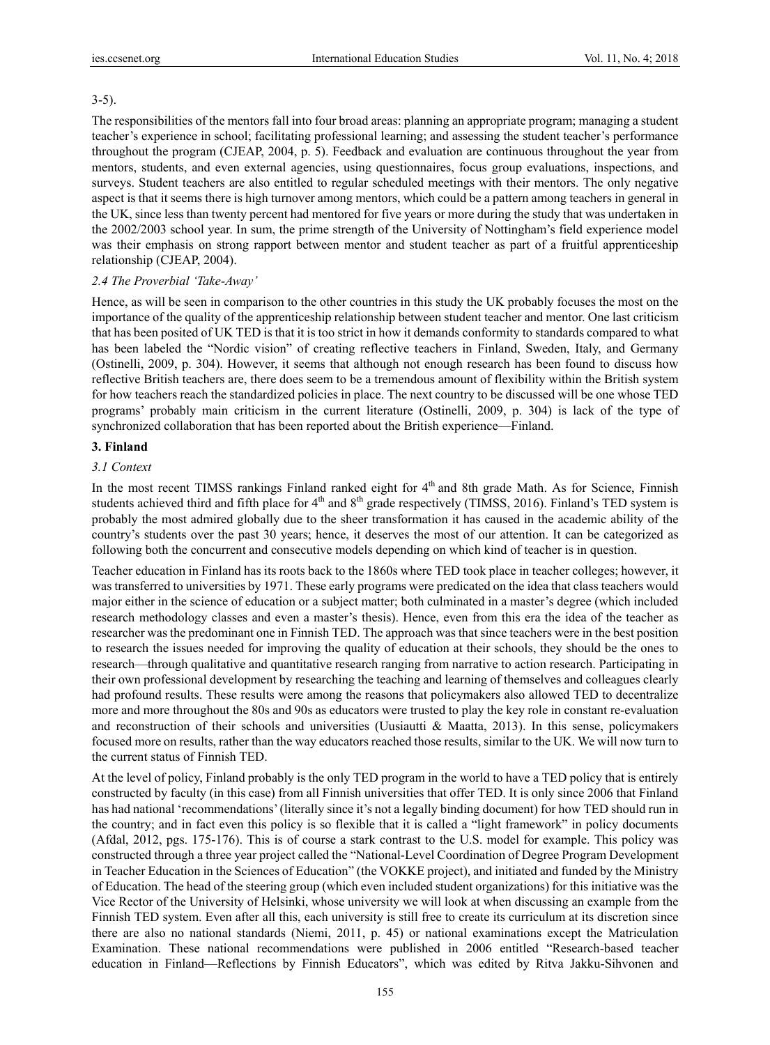3-5).

The responsibilities of the mentors fall into four broad areas: planning an appropriate program; managing a student teacher's experience in school; facilitating professional learning; and assessing the student teacher's performance throughout the program (CJEAP, 2004, p. 5). Feedback and evaluation are continuous throughout the year from mentors, students, and even external agencies, using questionnaires, focus group evaluations, inspections, and surveys. Student teachers are also entitled to regular scheduled meetings with their mentors. The only negative aspect is that it seems there is high turnover among mentors, which could be a pattern among teachers in general in the UK, since less than twenty percent had mentored for five years or more during the study that was undertaken in the 2002/2003 school year. In sum, the prime strength of the University of Nottingham's field experience model was their emphasis on strong rapport between mentor and student teacher as part of a fruitful apprenticeship relationship (CJEAP, 2004).

### *2.4 The Proverbial 'Take-Away'*

Hence, as will be seen in comparison to the other countries in this study the UK probably focuses the most on the importance of the quality of the apprenticeship relationship between student teacher and mentor. One last criticism that has been posited of UK TED is that it is too strict in how it demands conformity to standards compared to what has been labeled the "Nordic vision" of creating reflective teachers in Finland, Sweden, Italy, and Germany (Ostinelli, 2009, p. 304). However, it seems that although not enough research has been found to discuss how reflective British teachers are, there does seem to be a tremendous amount of flexibility within the British system for how teachers reach the standardized policies in place. The next country to be discussed will be one whose TED programs' probably main criticism in the current literature (Ostinelli, 2009, p. 304) is lack of the type of synchronized collaboration that has been reported about the British experience—Finland.

## **3. Finland**

### *3.1 Context*

In the most recent TIMSS rankings Finland ranked eight for 4th and 8th grade Math. As for Science, Finnish students achieved third and fifth place for 4th and 8th grade respectively (TIMSS, 2016). Finland's TED system is probably the most admired globally due to the sheer transformation it has caused in the academic ability of the country's students over the past 30 years; hence, it deserves the most of our attention. It can be categorized as following both the concurrent and consecutive models depending on which kind of teacher is in question.

Teacher education in Finland has its roots back to the 1860s where TED took place in teacher colleges; however, it was transferred to universities by 1971. These early programs were predicated on the idea that class teachers would major either in the science of education or a subject matter; both culminated in a master's degree (which included research methodology classes and even a master's thesis). Hence, even from this era the idea of the teacher as researcher was the predominant one in Finnish TED. The approach was that since teachers were in the best position to research the issues needed for improving the quality of education at their schools, they should be the ones to research—through qualitative and quantitative research ranging from narrative to action research. Participating in their own professional development by researching the teaching and learning of themselves and colleagues clearly had profound results. These results were among the reasons that policymakers also allowed TED to decentralize more and more throughout the 80s and 90s as educators were trusted to play the key role in constant re-evaluation and reconstruction of their schools and universities (Uusiautti & Maatta, 2013). In this sense, policymakers focused more on results, rather than the way educators reached those results, similar to the UK. We will now turn to the current status of Finnish TED.

At the level of policy, Finland probably is the only TED program in the world to have a TED policy that is entirely constructed by faculty (in this case) from all Finnish universities that offer TED. It is only since 2006 that Finland has had national 'recommendations' (literally since it's not a legally binding document) for how TED should run in the country; and in fact even this policy is so flexible that it is called a "light framework" in policy documents (Afdal, 2012, pgs. 175-176). This is of course a stark contrast to the U.S. model for example. This policy was constructed through a three year project called the "National-Level Coordination of Degree Program Development in Teacher Education in the Sciences of Education" (the VOKKE project), and initiated and funded by the Ministry of Education. The head of the steering group (which even included student organizations) for this initiative was the Vice Rector of the University of Helsinki, whose university we will look at when discussing an example from the Finnish TED system. Even after all this, each university is still free to create its curriculum at its discretion since there are also no national standards (Niemi, 2011, p. 45) or national examinations except the Matriculation Examination. These national recommendations were published in 2006 entitled "Research-based teacher education in Finland—Reflections by Finnish Educators", which was edited by Ritva Jakku-Sihvonen and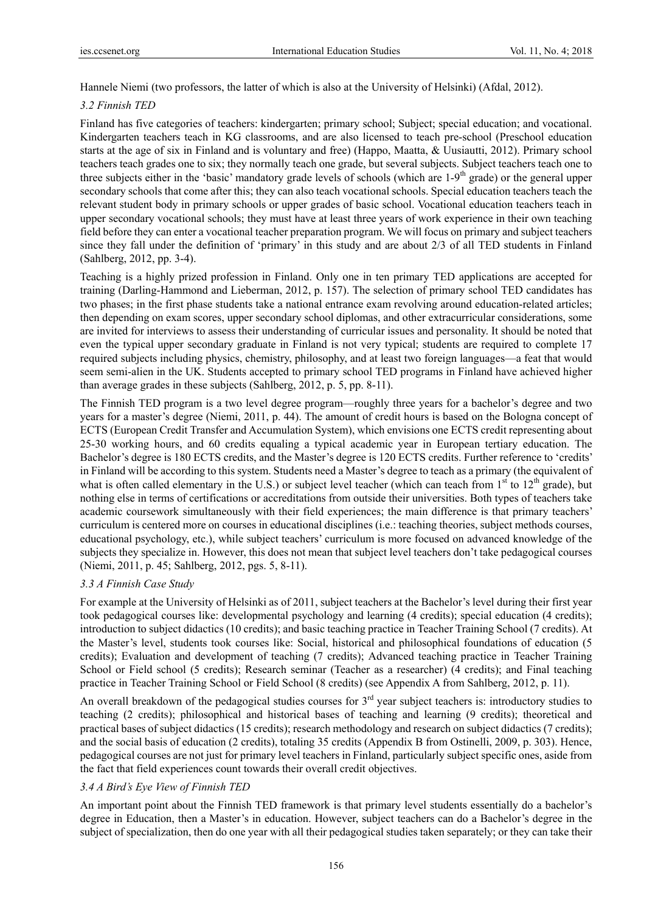Hannele Niemi (two professors, the latter of which is also at the University of Helsinki) (Afdal, 2012).

### *3.2 Finnish TED*

Finland has five categories of teachers: kindergarten; primary school; Subject; special education; and vocational. Kindergarten teachers teach in KG classrooms, and are also licensed to teach pre-school (Preschool education starts at the age of six in Finland and is voluntary and free) (Happo, Maatta, & Uusiautti, 2012). Primary school teachers teach grades one to six; they normally teach one grade, but several subjects. Subject teachers teach one to three subjects either in the 'basic' mandatory grade levels of schools (which are 1-9th grade) or the general upper secondary schools that come after this; they can also teach vocational schools. Special education teachers teach the relevant student body in primary schools or upper grades of basic school. Vocational education teachers teach in upper secondary vocational schools; they must have at least three years of work experience in their own teaching field before they can enter a vocational teacher preparation program. We will focus on primary and subject teachers since they fall under the definition of 'primary' in this study and are about 2/3 of all TED students in Finland (Sahlberg, 2012, pp. 3-4).

Teaching is a highly prized profession in Finland. Only one in ten primary TED applications are accepted for training (Darling-Hammond and Lieberman, 2012, p. 157). The selection of primary school TED candidates has two phases; in the first phase students take a national entrance exam revolving around education-related articles; then depending on exam scores, upper secondary school diplomas, and other extracurricular considerations, some are invited for interviews to assess their understanding of curricular issues and personality. It should be noted that even the typical upper secondary graduate in Finland is not very typical; students are required to complete 17 required subjects including physics, chemistry, philosophy, and at least two foreign languages—a feat that would seem semi-alien in the UK. Students accepted to primary school TED programs in Finland have achieved higher than average grades in these subjects (Sahlberg, 2012, p. 5, pp. 8-11).

The Finnish TED program is a two level degree program—roughly three years for a bachelor's degree and two years for a master's degree (Niemi, 2011, p. 44). The amount of credit hours is based on the Bologna concept of ECTS (European Credit Transfer and Accumulation System), which envisions one ECTS credit representing about 25-30 working hours, and 60 credits equaling a typical academic year in European tertiary education. The Bachelor's degree is 180 ECTS credits, and the Master's degree is 120 ECTS credits. Further reference to 'credits' in Finland will be according to this system. Students need a Master's degree to teach as a primary (the equivalent of what is often called elementary in the U.S.) or subject level teacher (which can teach from 1st to 12th grade), but nothing else in terms of certifications or accreditations from outside their universities. Both types of teachers take academic coursework simultaneously with their field experiences; the main difference is that primary teachers' curriculum is centered more on courses in educational disciplines (i.e.: teaching theories, subject methods courses, educational psychology, etc.), while subject teachers' curriculum is more focused on advanced knowledge of the subjects they specialize in. However, this does not mean that subject level teachers don't take pedagogical courses (Niemi, 2011, p. 45; Sahlberg, 2012, pgs. 5, 8-11).

### *3.3 A Finnish Case Study*

For example at the University of Helsinki as of 2011, subject teachers at the Bachelor's level during their first year took pedagogical courses like: developmental psychology and learning (4 credits); special education (4 credits); introduction to subject didactics (10 credits); and basic teaching practice in Teacher Training School (7 credits). At the Master's level, students took courses like: Social, historical and philosophical foundations of education (5 credits); Evaluation and development of teaching (7 credits); Advanced teaching practice in Teacher Training School or Field school (5 credits); Research seminar (Teacher as a researcher) (4 credits); and Final teaching practice in Teacher Training School or Field School (8 credits) (see Appendix A from Sahlberg, 2012, p. 11).

An overall breakdown of the pedagogical studies courses for 3rd year subject teachers is: introductory studies to teaching (2 credits); philosophical and historical bases of teaching and learning (9 credits); theoretical and practical bases of subject didactics (15 credits); research methodology and research on subject didactics (7 credits); and the social basis of education (2 credits), totaling 35 credits (Appendix B from Ostinelli, 2009, p. 303). Hence, pedagogical courses are not just for primary level teachers in Finland, particularly subject specific ones, aside from the fact that field experiences count towards their overall credit objectives.

### *3.4 A Bird's Eye View of Finnish TED*

An important point about the Finnish TED framework is that primary level students essentially do a bachelor's degree in Education, then a Master's in education. However, subject teachers can do a Bachelor's degree in the subject of specialization, then do one year with all their pedagogical studies taken separately; or they can take their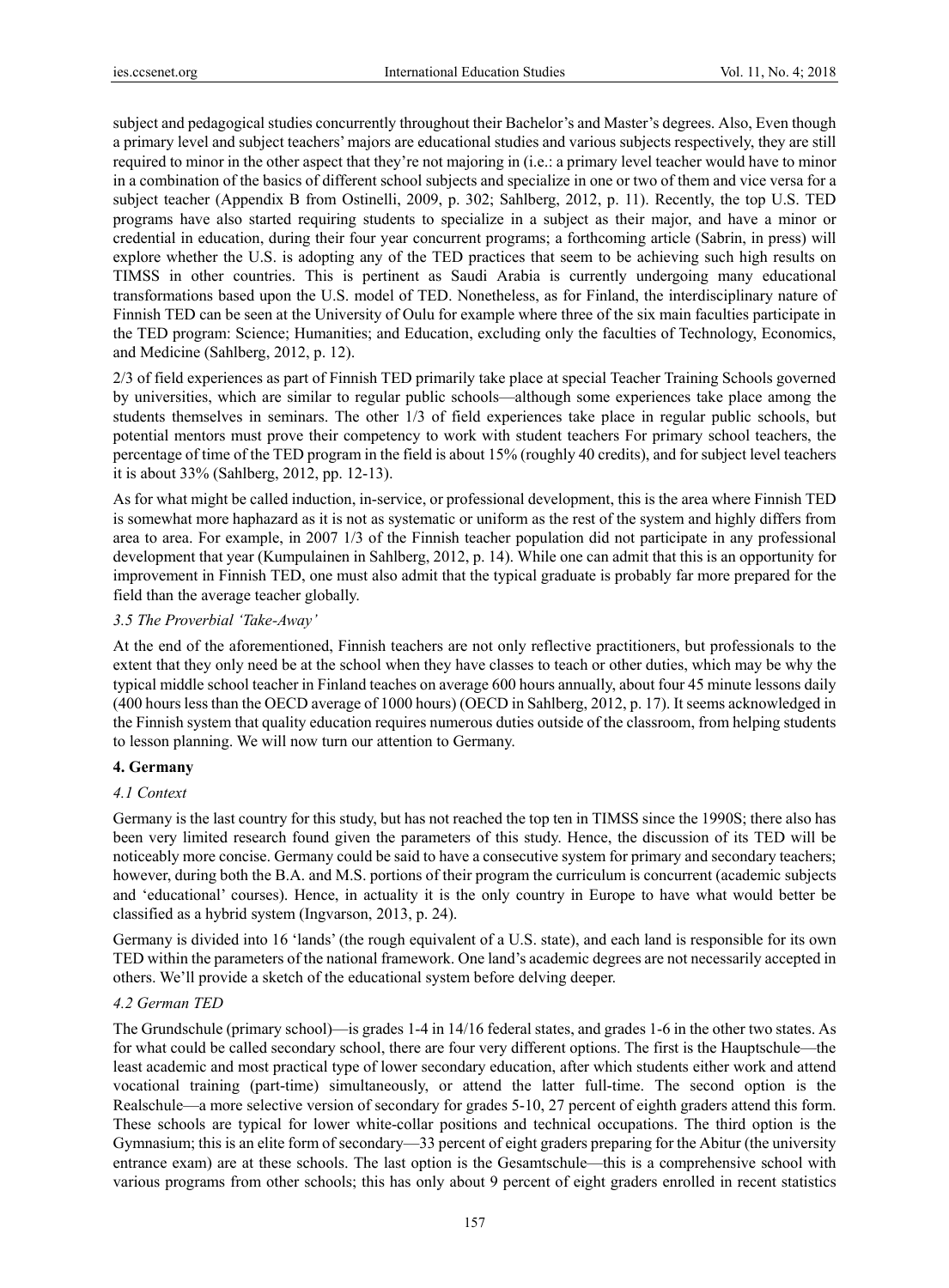subject and pedagogical studies concurrently throughout their Bachelor's and Master's degrees. Also, Even though a primary level and subject teachers' majors are educational studies and various subjects respectively, they are still required to minor in the other aspect that they're not majoring in (i.e.: a primary level teacher would have to minor in a combination of the basics of different school subjects and specialize in one or two of them and vice versa for a subject teacher (Appendix B from Ostinelli, 2009, p. 302; Sahlberg, 2012, p. 11). Recently, the top U.S. TED programs have also started requiring students to specialize in a subject as their major, and have a minor or credential in education, during their four year concurrent programs; a forthcoming article (Sabrin, in press) will explore whether the U.S. is adopting any of the TED practices that seem to be achieving such high results on TIMSS in other countries. This is pertinent as Saudi Arabia is currently undergoing many educational transformations based upon the U.S. model of TED. Nonetheless, as for Finland, the interdisciplinary nature of Finnish TED can be seen at the University of Oulu for example where three of the six main faculties participate in the TED program: Science; Humanities; and Education, excluding only the faculties of Technology, Economics, and Medicine (Sahlberg, 2012, p. 12).

2/3 of field experiences as part of Finnish TED primarily take place at special Teacher Training Schools governed by universities, which are similar to regular public schools—although some experiences take place among the students themselves in seminars. The other 1/3 of field experiences take place in regular public schools, but potential mentors must prove their competency to work with student teachers For primary school teachers, the percentage of time of the TED program in the field is about 15% (roughly 40 credits), and for subject level teachers it is about 33% (Sahlberg, 2012, pp. 12-13).

As for what might be called induction, in-service, or professional development, this is the area where Finnish TED is somewhat more haphazard as it is not as systematic or uniform as the rest of the system and highly differs from area to area. For example, in 2007 1/3 of the Finnish teacher population did not participate in any professional development that year (Kumpulainen in Sahlberg, 2012, p. 14). While one can admit that this is an opportunity for improvement in Finnish TED, one must also admit that the typical graduate is probably far more prepared for the field than the average teacher globally.

### *3.5 The Proverbial 'Take-Away'*

At the end of the aforementioned, Finnish teachers are not only reflective practitioners, but professionals to the extent that they only need be at the school when they have classes to teach or other duties, which may be why the typical middle school teacher in Finland teaches on average 600 hours annually, about four 45 minute lessons daily (400 hours less than the OECD average of 1000 hours) (OECD in Sahlberg, 2012, p. 17). It seems acknowledged in the Finnish system that quality education requires numerous duties outside of the classroom, from helping students to lesson planning. We will now turn our attention to Germany.

## **4. Germany**

### *4.1 Context*

Germany is the last country for this study, but has not reached the top ten in TIMSS since the 1990S; there also has been very limited research found given the parameters of this study. Hence, the discussion of its TED will be noticeably more concise. Germany could be said to have a consecutive system for primary and secondary teachers; however, during both the B.A. and M.S. portions of their program the curriculum is concurrent (academic subjects and 'educational' courses). Hence, in actuality it is the only country in Europe to have what would better be classified as a hybrid system (Ingvarson, 2013, p. 24).

Germany is divided into 16 'lands' (the rough equivalent of a U.S. state), and each land is responsible for its own TED within the parameters of the national framework. One land's academic degrees are not necessarily accepted in others. We'll provide a sketch of the educational system before delving deeper.

### *4.2 German TED*

The Grundschule (primary school)—is grades 1-4 in 14/16 federal states, and grades 1-6 in the other two states. As for what could be called secondary school, there are four very different options. The first is the Hauptschule—the least academic and most practical type of lower secondary education, after which students either work and attend vocational training (part-time) simultaneously, or attend the latter full-time. The second option is the Realschule—a more selective version of secondary for grades 5-10, 27 percent of eighth graders attend this form. These schools are typical for lower white-collar positions and technical occupations. The third option is the Gymnasium; this is an elite form of secondary—33 percent of eight graders preparing for the Abitur (the university entrance exam) are at these schools. The last option is the Gesamtschule—this is a comprehensive school with various programs from other schools; this has only about 9 percent of eight graders enrolled in recent statistics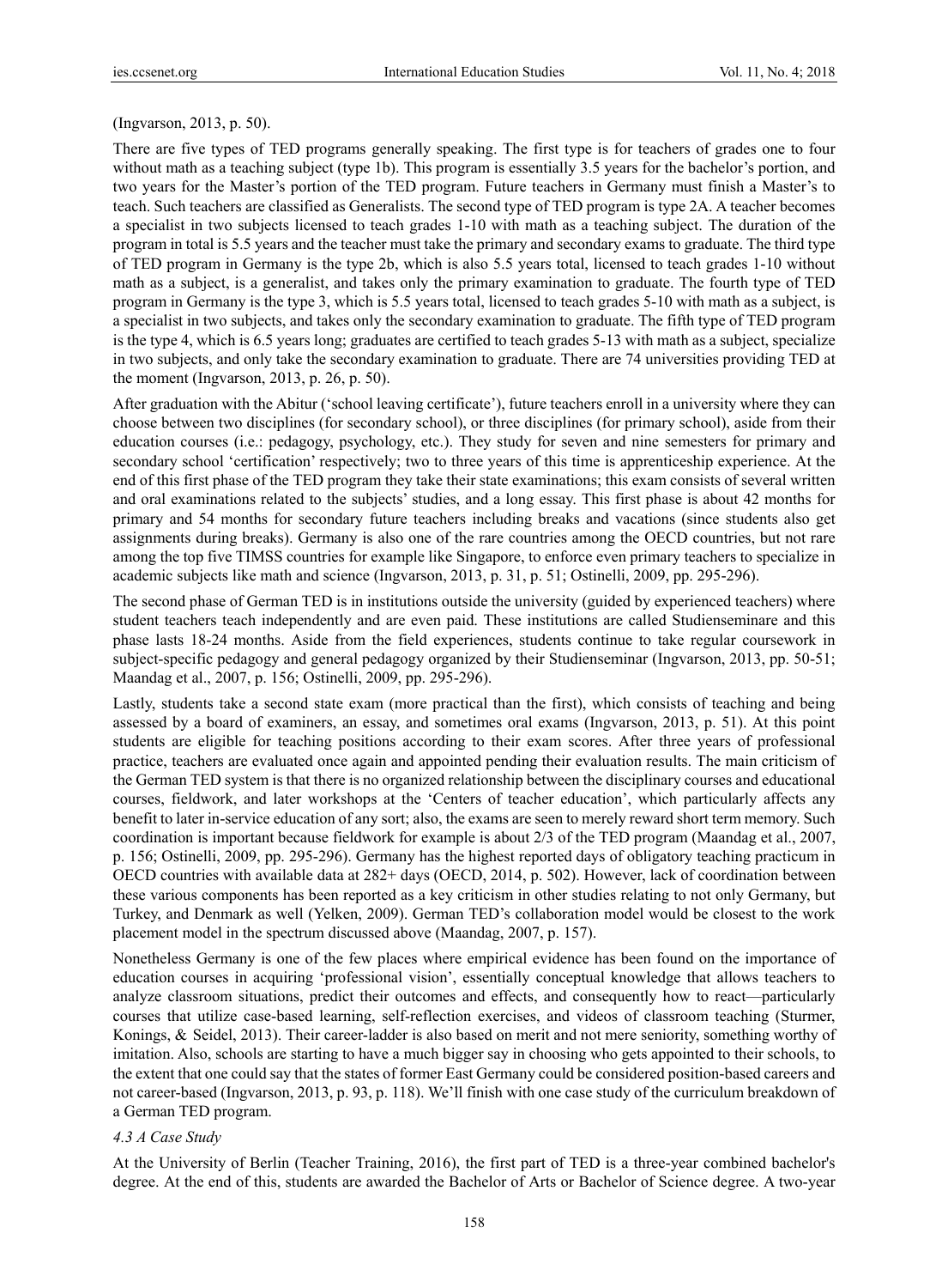(Ingvarson, 2013, p. 50).

There are five types of TED programs generally speaking. The first type is for teachers of grades one to four without math as a teaching subject (type 1b). This program is essentially 3.5 years for the bachelor's portion, and two years for the Master's portion of the TED program. Future teachers in Germany must finish a Master's to teach. Such teachers are classified as Generalists. The second type of TED program is type 2A. A teacher becomes a specialist in two subjects licensed to teach grades 1-10 with math as a teaching subject. The duration of the program in total is 5.5 years and the teacher must take the primary and secondary exams to graduate. The third type of TED program in Germany is the type 2b, which is also 5.5 years total, licensed to teach grades 1-10 without math as a subject, is a generalist, and takes only the primary examination to graduate. The fourth type of TED program in Germany is the type 3, which is 5.5 years total, licensed to teach grades 5-10 with math as a subject, is a specialist in two subjects, and takes only the secondary examination to graduate. The fifth type of TED program is the type 4, which is 6.5 years long; graduates are certified to teach grades 5-13 with math as a subject, specialize in two subjects, and only take the secondary examination to graduate. There are 74 universities providing TED at the moment (Ingvarson, 2013, p. 26, p. 50).

After graduation with the Abitur ('school leaving certificate'), future teachers enroll in a university where they can choose between two disciplines (for secondary school), or three disciplines (for primary school), aside from their education courses (i.e.: pedagogy, psychology, etc.). They study for seven and nine semesters for primary and secondary school 'certification' respectively; two to three years of this time is apprenticeship experience. At the end of this first phase of the TED program they take their state examinations; this exam consists of several written and oral examinations related to the subjects' studies, and a long essay. This first phase is about 42 months for primary and 54 months for secondary future teachers including breaks and vacations (since students also get assignments during breaks). Germany is also one of the rare countries among the OECD countries, but not rare among the top five TIMSS countries for example like Singapore, to enforce even primary teachers to specialize in academic subjects like math and science (Ingvarson, 2013, p. 31, p. 51; Ostinelli, 2009, pp. 295-296).

The second phase of German TED is in institutions outside the university (guided by experienced teachers) where student teachers teach independently and are even paid. These institutions are called Studienseminare and this phase lasts 18-24 months. Aside from the field experiences, students continue to take regular coursework in subject-specific pedagogy and general pedagogy organized by their Studienseminar (Ingvarson, 2013, pp. 50-51; Maandag et al., 2007, p. 156; Ostinelli, 2009, pp. 295-296).

Lastly, students take a second state exam (more practical than the first), which consists of teaching and being assessed by a board of examiners, an essay, and sometimes oral exams (Ingvarson, 2013, p. 51). At this point students are eligible for teaching positions according to their exam scores. After three years of professional practice, teachers are evaluated once again and appointed pending their evaluation results. The main criticism of the German TED system is that there is no organized relationship between the disciplinary courses and educational courses, fieldwork, and later workshops at the 'Centers of teacher education', which particularly affects any benefit to later in-service education of any sort; also, the exams are seen to merely reward short term memory. Such coordination is important because fieldwork for example is about 2/3 of the TED program (Maandag et al., 2007, p. 156; Ostinelli, 2009, pp. 295-296). Germany has the highest reported days of obligatory teaching practicum in OECD countries with available data at 282+ days (OECD, 2014, p. 502). However, lack of coordination between these various components has been reported as a key criticism in other studies relating to not only Germany, but Turkey, and Denmark as well (Yelken, 2009). German TED's collaboration model would be closest to the work placement model in the spectrum discussed above (Maandag, 2007, p. 157).

Nonetheless Germany is one of the few places where empirical evidence has been found on the importance of education courses in acquiring 'professional vision', essentially conceptual knowledge that allows teachers to analyze classroom situations, predict their outcomes and effects, and consequently how to react—particularly courses that utilize case-based learning, self-reflection exercises, and videos of classroom teaching (Sturmer, Konings, & Seidel, 2013). Their career-ladder is also based on merit and not mere seniority, something worthy of imitation. Also, schools are starting to have a much bigger say in choosing who gets appointed to their schools, to the extent that one could say that the states of former East Germany could be considered position-based careers and not career-based (Ingvarson, 2013, p. 93, p. 118). We'll finish with one case study of the curriculum breakdown of a German TED program.

### 4.3 A Case Study

At the University of Berlin (Teacher Training, 2016), the first part of TED is a three-year combined bachelor's degree. At the end of this, students are awarded the Bachelor of Arts or Bachelor of Science degree. A two-year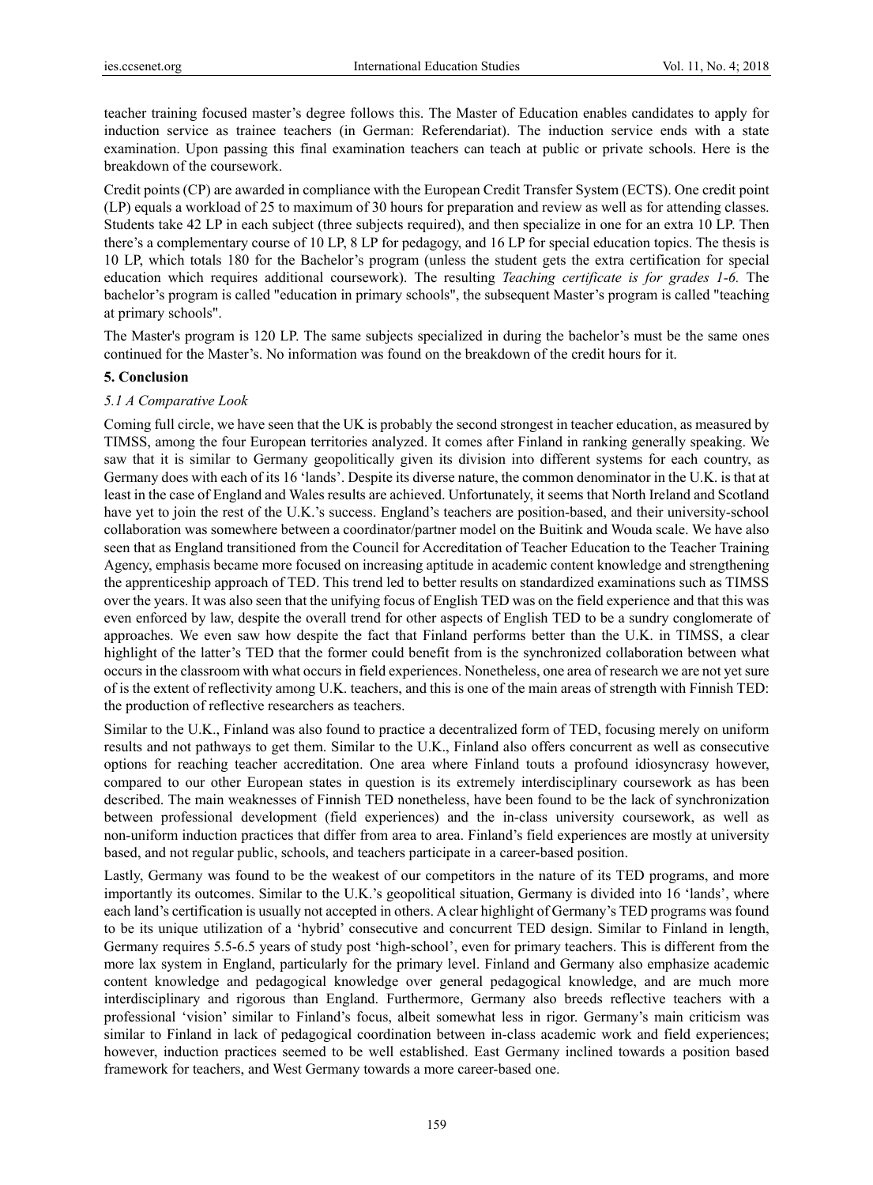teacher training focused master's degree follows this. The Master of Education enables candidates to apply for induction service as trainee teachers (in German: Referendariat). The induction service ends with a state examination. Upon passing this final examination teachers can teach at public or private schools. Here is the breakdown of the coursework.

Credit points (CP) are awarded in compliance with the European Credit Transfer System (ECTS). One credit point (LP) equals a workload of 25 to maximum of 30 hours for preparation and review as well as for attending classes. Students take 42 LP in each subject (three subjects required), and then specialize in one for an extra 10 LP. Then there's a complementary course of 10 LP, 8 LP for pedagogy, and 16 LP for special education topics. The thesis is 10 LP, which totals 180 for the Bachelor's program (unless the student gets the extra certification for special education which requires additional coursework). The resulting *Teaching certificate is for grades 1-6.* The bachelor's program is called "education in primary schools", the subsequent Master's program is called "teaching at primary schools".

The Master's program is 120 LP. The same subjects specialized in during the bachelor's must be the same ones continued for the Master's. No information was found on the breakdown of the credit hours for it.

## 5. Conclusion

### 5.1 A Comparative Look

Coming full circle, we have seen that the UK is probably the second strongest in teacher education, as measured by TIMSS, among the four European territories analyzed. It comes after Finland in ranking generally speaking. We saw that it is similar to Germany geopolitically given its division into different systems for each country, as Germany does with each of its 16 'lands'. Despite its diverse nature, the common denominator in the U.K. is that at least in the case of England and Wales results are achieved. Unfortunately, it seems that North Ireland and Scotland have yet to join the rest of the U.K.'s success. England's teachers are position-based, and their university-school collaboration was somewhere between a coordinator/partner model on the Buitink and Wouda scale. We have also seen that as England transitioned from the Council for Accreditation of Teacher Education to the Teacher Training Agency, emphasis became more focused on increasing aptitude in academic content knowledge and strengthening the apprenticeship approach of TED. This trend led to better results on standardized examinations such as TIMSS over the years. It was also seen that the unifying focus of English TED was on the field experience and that this was even enforced by law, despite the overall trend for other aspects of English TED to be a sundry conglomerate of approaches. We even saw how despite the fact that Finland performs better than the U.K. in TIMSS, a clear highlight of the latter's TED that the former could benefit from is the synchronized collaboration between what occurs in the classroom with what occurs in field experiences. Nonetheless, one area of research we are not yet sure of is the extent of reflectivity among U.K. teachers, and this is one of the main areas of strength with Finnish TED: the production of reflective researchers as teachers.

Similar to the U.K., Finland was also found to practice a decentralized form of TED, focusing merely on uniform results and not pathways to get them. Similar to the U.K., Finland also offers concurrent as well as consecutive options for reaching teacher accreditation. One area where Finland touts a profound idiosyncrasy however, compared to our other European states in question is its extremely interdisciplinary coursework as has been described. The main weaknesses of Finnish TED nonetheless, have been found to be the lack of synchronization between professional development (field experiences) and the in-class university coursework, as well as non-uniform induction practices that differ from area to area. Finland's field experiences are mostly at university based, and not regular public, schools, and teachers participate in a career-based position.

Lastly, Germany was found to be the weakest of our competitors in the nature of its TED programs, and more importantly its outcomes. Similar to the U.K.'s geopolitical situation, Germany is divided into 16 'lands', where each land's certification is usually not accepted in others. A clear highlight of Germany's TED programs was found to be its unique utilization of a 'hybrid' consecutive and concurrent TED design. Similar to Finland in length, Germany requires 5.5-6.5 years of study post 'high-school', even for primary teachers. This is different from the more lax system in England, particularly for the primary level. Finland and Germany also emphasize academic content knowledge and pedagogical knowledge over general pedagogical knowledge, and are much more interdisciplinary and rigorous than England. Furthermore, Germany also breeds reflective teachers with a professional 'vision' similar to Finland's focus, albeit somewhat less in rigor. Germany's main criticism was similar to Finland in lack of pedagogical coordination between in-class academic work and field experiences; however, induction practices seemed to be well established. East Germany inclined towards a position based framework for teachers, and West Germany towards a more career-based one.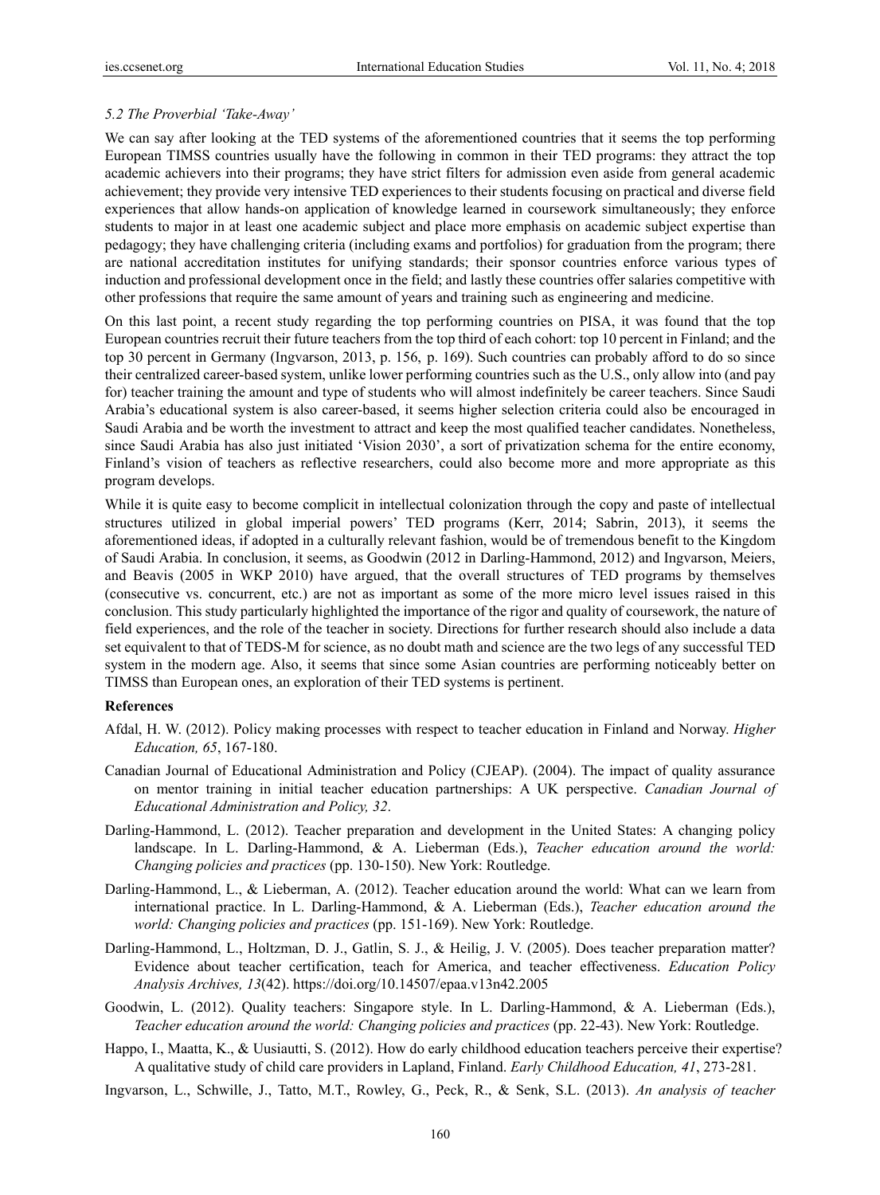### *5.2 The Proverbial 'Take-Away'*

We can say after looking at the TED systems of the aforementioned countries that it seems the top performing European TIMSS countries usually have the following in common in their TED programs: they attract the top academic achievers into their programs; they have strict filters for admission even aside from general academic achievement; they provide very intensive TED experiences to their students focusing on practical and diverse field experiences that allow hands-on application of knowledge learned in coursework simultaneously; they enforce students to major in at least one academic subject and place more emphasis on academic subject expertise than pedagogy; they have challenging criteria (including exams and portfolios) for graduation from the program; there are national accreditation institutes for unifying standards; their sponsor countries enforce various types of induction and professional development once in the field; and lastly these countries offer salaries competitive with other professions that require the same amount of years and training such as engineering and medicine.

On this last point, a recent study regarding the top performing countries on PISA, it was found that the top European countries recruit their future teachers from the top third of each cohort: top 10 percent in Finland; and the top 30 percent in Germany (Ingvarson, 2013, p. 156, p. 169). Such countries can probably afford to do so since their centralized career-based system, unlike lower performing countries such as the U.S., only allow into (and pay for) teacher training the amount and type of students who will almost indefinitely be career teachers. Since Saudi Arabia's educational system is also career-based, it seems higher selection criteria could also be encouraged in Saudi Arabia and be worth the investment to attract and keep the most qualified teacher candidates. Nonetheless, since Saudi Arabia has also just initiated 'Vision 2030', a sort of privatization schema for the entire economy, Finland's vision of teachers as reflective researchers, could also become more and more appropriate as this program develops.

While it is quite easy to become complicit in intellectual colonization through the copy and paste of intellectual structures utilized in global imperial powers' TED programs (Kerr, 2014; Sabrin, 2013), it seems the aforementioned ideas, if adopted in a culturally relevant fashion, would be of tremendous benefit to the Kingdom of Saudi Arabia. In conclusion, it seems, as Goodwin (2012 in Darling-Hammond, 2012) and Ingvarson, Meiers, and Beavis (2005 in WKP 2010) have argued, that the overall structures of TED programs by themselves (consecutive vs. concurrent, etc.) are not as important as some of the more micro level issues raised in this conclusion. This study particularly highlighted the importance of the rigor and quality of coursework, the nature of field experiences, and the role of the teacher in society. Directions for further research should also include a data set equivalent to that of TEDS-M for science, as no doubt math and science are the two legs of any successful TED system in the modern age. Also, it seems that since some Asian countries are performing noticeably better on TIMSS than European ones, an exploration of their TED systems is pertinent.

**References**

Afdal, H. W. (2012). Policy making processes with respect to teacher education in Finland and Norway. *Higher Education, 65*, 167-180.

Canadian Journal of Educational Administration and Policy (CJEAP). (2004). The impact of quality assurance on mentor training in initial teacher education partnerships: A UK perspective. *Canadian Journal of Educational Administration and Policy, 32*.

Darling-Hammond, L. (2012). Teacher preparation and development in the United States: A changing policy landscape. In L. Darling-Hammond, & A. Lieberman (Eds.), *Teacher education around the world: Changing policies and practices* (pp. 130-150). New York: Routledge.

Darling-Hammond, L., & Lieberman, A. (2012). Teacher education around the world: What can we learn from international practice. In L. Darling-Hammond, & A. Lieberman (Eds.), *Teacher education around the world: Changing policies and practices* (pp. 151-169). New York: Routledge.

Darling-Hammond, L., Holtzman, D. J., Gatlin, S. J., & Heilig, J. V. (2005). Does teacher preparation matter? Evidence about teacher certification, teach for America, and teacher effectiveness. *Education Policy Analysis Archives, 13*(42). https://doi.org/10.14507/epaa.v13n42.2005

Goodwin, L. (2012). Quality teachers: Singapore style. In L. Darling-Hammond, & A. Lieberman (Eds.), *Teacher education around the world: Changing policies and practices* (pp. 22-43). New York: Routledge.

Happo, I., Maatta, K., & Uusiautti, S. (2012). How do early childhood education teachers perceive their expertise? A qualitative study of child care providers in Lapland, Finland. *Early Childhood Education, 41*, 273-281.

Ingvarson, L., Schwille, J., Tatto, M.T., Rowley, G., Peck, R., & Senk, S.L. (2013). *An analysis of teacher*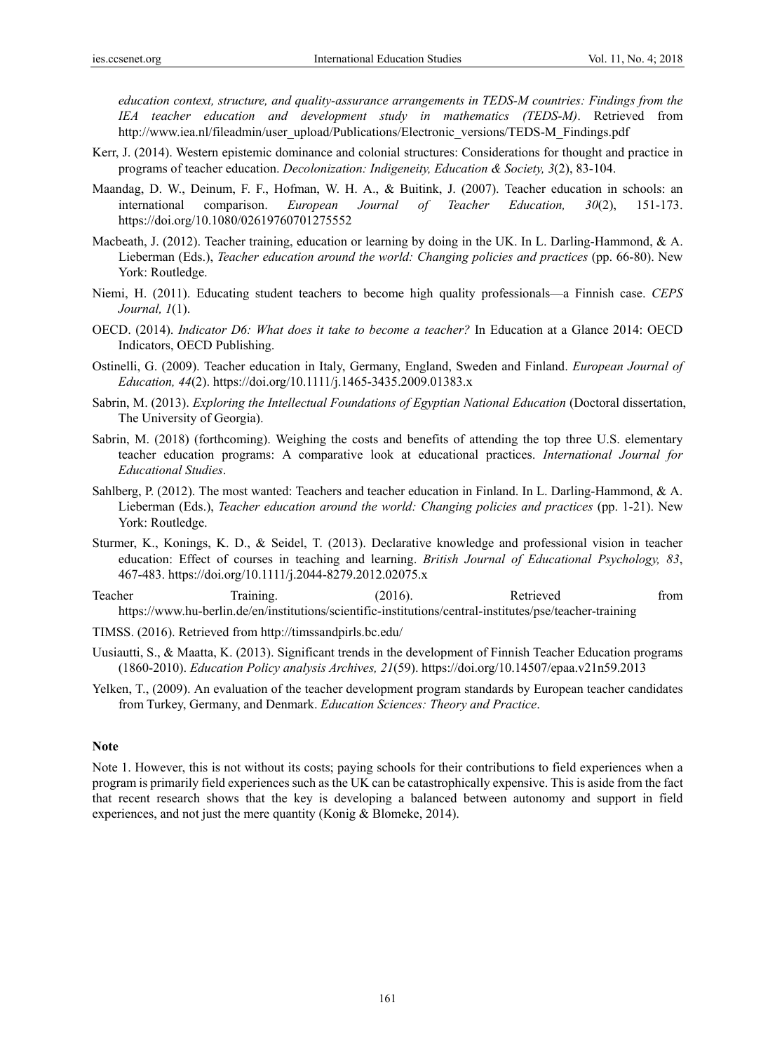*education context, structure, and quality-assurance arrangements in TEDS-M countries: Findings from the IEA teacher education and development study in mathematics (TEDS-M)*. Retrieved from http://www.iea.nl/fileadmin/user_upload/Publications/Electronic_versions/TEDS-M_Findings.pdf

Kerr, J. (2014). Western epistemic dominance and colonial structures: Considerations for thought and practice in programs of teacher education. *Decolonization: Indigeneity, Education & Society, 3*(2), 83-104.

Maandag, D. W., Deinum, F. F., Hofman, W. H. A., & Buitink, J. (2007). Teacher education in schools: an international comparison. *European Journal of Teacher Education, 30*(2), 151-173. https://doi.org/10.1080/02619760701275552

Macbeath, J. (2012). Teacher training, education or learning by doing in the UK. In L. Darling-Hammond, & A. Lieberman (Eds.), *Teacher education around the world: Changing policies and practices* (pp. 66-80). New York: Routledge.

Niemi, H. (2011). Educating student teachers to become high quality professionals—a Finnish case. *CEPS Journal, 1*(1).

OECD. (2014). *Indicator D6: What does it take to become a teacher?* In Education at a Glance 2014: OECD Indicators, OECD Publishing.

Ostinelli, G. (2009). Teacher education in Italy, Germany, England, Sweden and Finland. *European Journal of Education, 44*(2). https://doi.org/10.1111/j.1465-3435.2009.01383.x

Sabrin, M. (2013). *Exploring the Intellectual Foundations of Egyptian National Education* (Doctoral dissertation, The University of Georgia).

Sabrin, M. (2018) (forthcoming). Weighing the costs and benefits of attending the top three U.S. elementary teacher education programs: A comparative look at educational practices. *International Journal for Educational Studies*.

Sahlberg, P. (2012). The most wanted: Teachers and teacher education in Finland. In L. Darling-Hammond, & A. Lieberman (Eds.), *Teacher education around the world: Changing policies and practices* (pp. 1-21). New York: Routledge.

Sturmer, K., Konings, K. D., & Seidel, T. (2013). Declarative knowledge and professional vision in teacher education: Effect of courses in teaching and learning. *British Journal of Educational Psychology, 83*, 467-483. https://doi.org/10.1111/j.2044-8279.2012.02075.x

Teacher Training. (2016). Retrieved from https://www.hu-berlin.de/en/institutions/scientific-institutions/central-institutes/pse/teacher-training

TIMSS. (2016). Retrieved from http://timssandpirls.bc.edu/

Uusiautti, S., & Maatta, K. (2013). Significant trends in the development of Finnish Teacher Education programs (1860-2010). *Education Policy analysis Archives, 21*(59). https://doi.org/10.14507/epaa.v21n59.2013

Yelken, T., (2009). An evaluation of the teacher development program standards by European teacher candidates from Turkey, Germany, and Denmark. *Education Sciences: Theory and Practice*.

## Note

Note 1. However, this is not without its costs; paying schools for their contributions to field experiences when a program is primarily field experiences such as the UK can be catastrophically expensive. This is aside from the fact that recent research shows that the key is developing a balanced between autonomy and support in field experiences, and not just the mere quantity (Konig & Blomeke, 2014).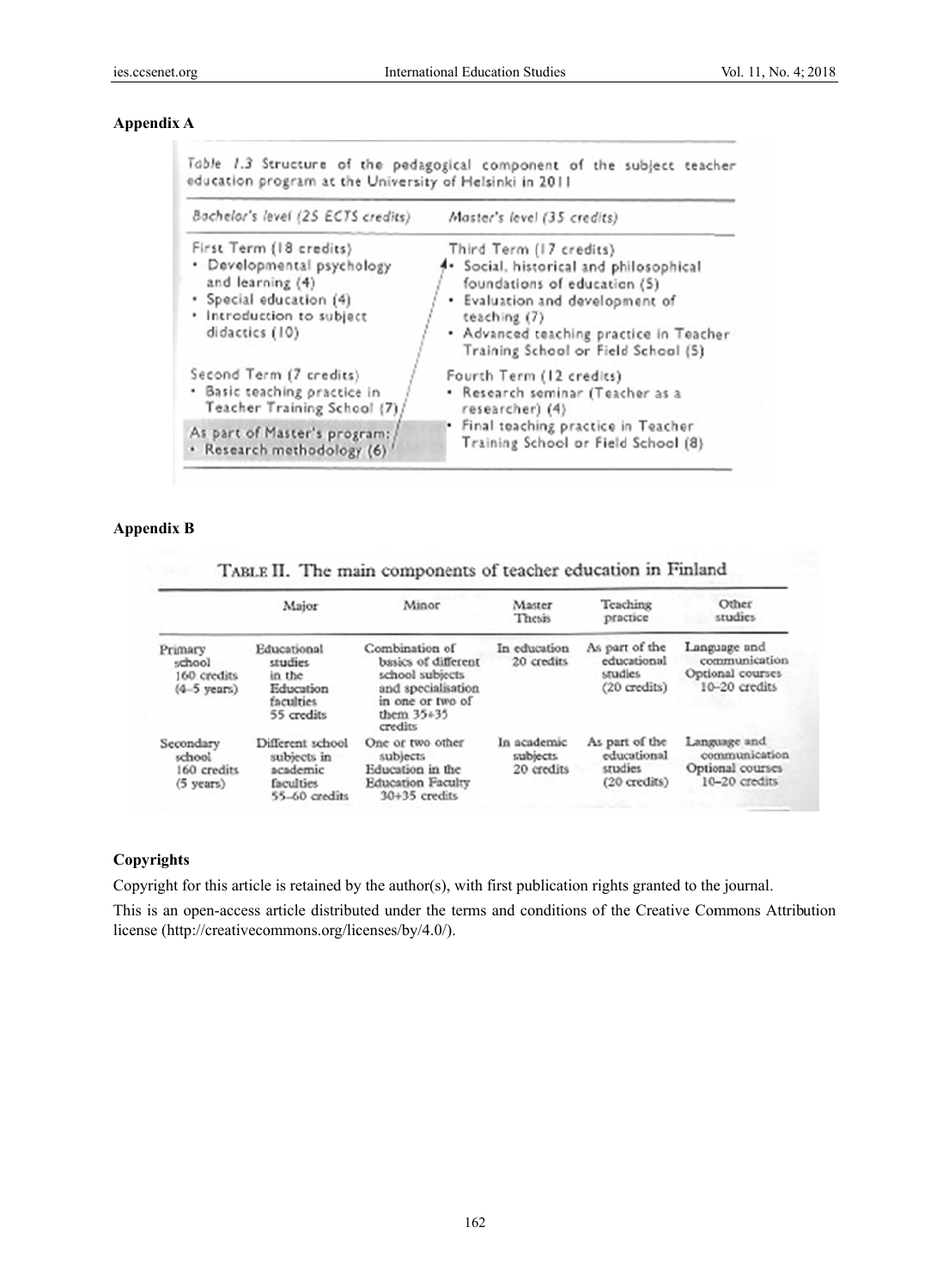## Appendix A

Table 1.3 Structure of the pedagogical component of the subject teacher education program at the University of Helsinki in 2011

| Bachelor's level (25 ECTS credits) | Master's level (35 credits) |
|---|---|
| First Term (18 credits)<br>• Developmental psychology and learning (4)<br>• Special education (4)<br>• Introduction to subject didactics (10) | Third Term (17 credits)<br>• Social, historical and philosophical foundations of education (5)<br>• Evaluation and development of teaching (7)<br>• Advanced teaching practice in Teacher Training School or Field School (5) |
| Second Term (7 credits)<br>• Basic teaching practice in Teacher Training School (7)<br>As part of Master's program:<br>• Research methodology (6) | Fourth Term (12 credits)<br>• Research seminar (Teacher as a researcher) (4)<br>• Final teaching practice in Teacher Training School or Field School (8) |

## Appendix B

TABLE II. The main components of teacher education in Finland

| | Major | Minor | Master Thesis | Teaching practice | Other studies |
|---|---|---|---|---|---|
| Primary school 160 credits (4–5 years) | Educational studies in the Education faculties 55 credits | Combination of basics of different school subjects and specialisation in one or two of them 35+35 credits | In education 20 credits | As part of the educational studies (20 credits) | Language and communication Optional courses 10–20 credits |
| Secondary school 160 credits (5 years) | Different school subjects in academic faculties 55–60 credits | One or two other subjects Education in the Education Faculty 30+35 credits | In academic subjects 20 credits | As part of the educational studies (20 credits) | Language and communication Optional courses 10–20 credits |

## Copyrights

Copyright for this article is retained by the author(s), with first publication rights granted to the journal.

This is an open-access article distributed under the terms and conditions of the Creative Commons Attribution license (http://creativecommons.org/licenses/by/4.0/).